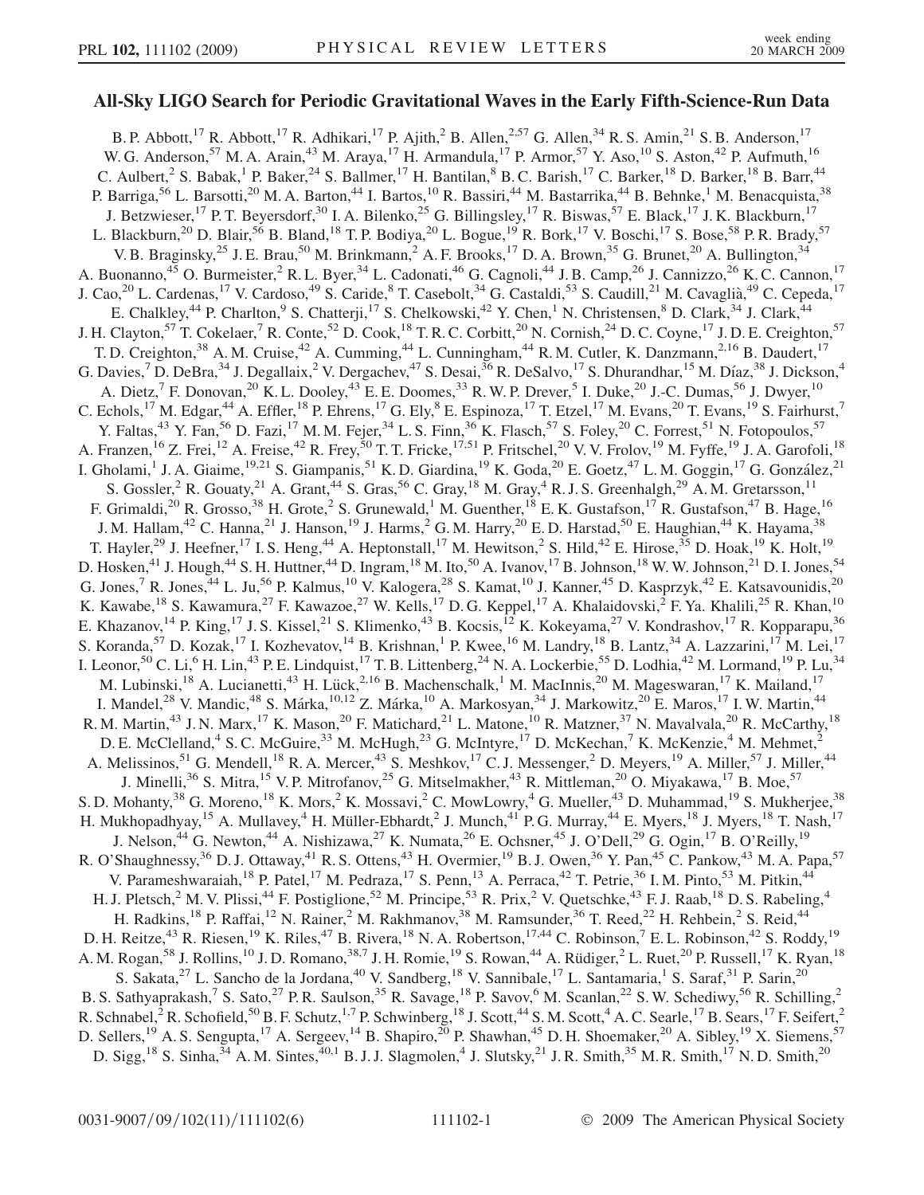# All-Sky LIGO Search for Periodic Gravitational Waves in the Early Fifth-Science-Run Data

B. P. Abbott,[17] R. Abbott,[17] R. Adhikari,[17] P. Ajith,[2] B. Allen,[2,57] G. Allen,[34] R. S. Amin,[21] S. B. Anderson,[17] W. G. Anderson,[57] M. A. Arain,[43] M. Araya,[17] H. Armandula,[17] P. Armor,[57] Y. Aso,[10] S. Aston,[42] P. Aufmuth,[16] C. Aulbert,[2] S. Babak,[1] P. Baker,[24] S. Ballmer,[17] H. Bantilan,[8] B. C. Barish,[17] C. Barker,[18] D. Barker,[18] B. Barr,[44] P. Barriga,[56] L. Barsotti,[20] M. A. Barton,[44] I. Bartos,[10] R. Bassiri,[44] M. Bastarrika,[44] B. Behnke,[1] M. Benacquista,[38] J. Betzwieser,[17] P. T. Beyersdorf,[30] I. A. Bilenko,[25] G. Billingsley,[17] R. Biswas,[57] E. Black,[17] J. K. Blackburn,[17] L. Blackburn,[20] D. Blair,[56] B. Bland,[18] T. P. Bodiya,[20] L. Bogue,[19] R. Bork,[17] V. Boschi,[17] S. Bose,[58] P. R. Brady,[57] V. B. Braginsky,[25] J. E. Brau,[50] M. Brinkmann,[2] A. F. Brooks,[17] D. A. Brown,[35] G. Brunet,[20] A. Bullington,[34] A. Buonanno,[45] O. Burmeister,[2] R. L. Byer,[34] L. Cadonati,[46] G. Cagnoli,[44] J. B. Camp,[26] J. Cannizzo,[26] K. C. Cannon,[17] J. Cao,[20] L. Cardenas,[17] V. Cardoso,[49] S. Caride,[8] T. Casebolt,[34] G. Castaldi,[53] S. Caudill,[21] M. Cavaglià,[49] C. Cepeda,[17] E. Chalkley,[44] P. Charlton,[9] S. Chatterji,[17] S. Chelkowski,[42] Y. Chen,[1] N. Christensen,[8] D. Clark,[34] J. Clark,[44] J. H. Clayton,[57] T. Cokelaer,[7] R. Conte,[52] D. Cook,[18] T. R. C. Corbitt,[20] N. Cornish,[24] D. C. Coyne,[17] J. D. E. Creighton,[57] T. D. Creighton,[38] A. M. Cruise,[42] A. Cumming,[44] L. Cunningham,[44] R. M. Cutler, K. Danzmann,[2,16] B. Daudert,[17] G. Davies,[7] D. DeBra,[34] J. Degallaix,[2] V. Dergachev,[47] S. Desai,[36] R. DeSalvo,[17] S. Dhurandhar,[15] M. Díaz,[38] J. Dickson,[4] A. Dietz,[7] F. Donovan,[20] K. L. Dooley,[43] E. E. Doomes,[33] R. W. P. Drever,[5] I. Duke,[20] J.-C. Dumas,[56] J. Dwyer,[10] C. Echols,[17] M. Edgar,[44] A. Effler,[18] P. Ehrens,[17] G. Ely,[8] E. Espinoza,[17] T. Etzel,[17] M. Evans,[20] T. Evans,[19] S. Fairhurst,[7] Y. Faltas,[43] Y. Fan,[56] D. Fazi,[17] M. M. Fejer,[34] L. S. Finn,[36] K. Flasch,[57] S. Foley,[20] C. Forrest,[51] N. Fotopoulos,[57] A. Franzen,[16] Z. Frei,[12] A. Freise,[42] R. Frey,[50] T. T. Fricke,[17,51] P. Fritschel,[20] V. V. Frolov,[19] M. Fyffe,[19] J. A. Garofoli,[18] I. Gholami,[1] J. A. Giaime,[19,21] S. Giampanis,[51] K. D. Giardina,[19] K. Goda,[20] E. Goetz,[47] L. M. Goggin,[17] G. González,[21] S. Gossler,[2] R. Gouaty,[21] A. Grant,[44] S. Gras,[56] C. Gray,[18] M. Gray,[4] R. J. S. Greenhalgh,[29] A. M. Gretarsson,[11] F. Grimaldi,[20] R. Grosso,[38] H. Grote,[2] S. Grunewald,[1] M. Guenther,[18] E. K. Gustafson,[17] R. Gustafson,[47] B. Hage,[16] J. M. Hallam,[42] C. Hanna,[21] J. Hanson,[19] J. Harms,[2] G. M. Harry,[20] E. D. Harstad,[50] E. Haughian,[44] K. Hayama,[38] T. Hayler,[29] J. Heefner,[17] I. S. Heng,[44] A. Heptonstall,[17] M. Hewitson,[2] S. Hild,[42] E. Hirose,[35] D. Hoak,[19] K. Holt,[19] D. Hosken,[41] J. Hough,[44] S. H. Huttner,[44] D. Ingram,[18] M. Ito,[50] A. Ivanov,[17] B. Johnson,[18] W. W. Johnson,[21] D. I. Jones,[54] G. Jones,[7] R. Jones,[44] L. Ju,[56] P. Kalmus,[10] V. Kalogera,[28] S. Kamat,[10] J. Kanner,[45] D. Kasprzyk,[42] E. Katsavounidis,[20] K. Kawabe,[18] S. Kawamura,[27] F. Kawazoe,[27] W. Kells,[17] D. G. Keppel,[17] A. Khalaidovski,[2] F. Ya. Khalili,[25] R. Khan,[10] E. Khazanov,[14] P. King,[17] J. S. Kissel,[21] S. Klimenko,[43] B. Kocsis,[12] K. Kokeyama,[27] V. Kondrashov,[17] R. Kopparapu,[36] S. Koranda,[57] D. Kozak,[17] I. Kozhevatov,[14] B. Krishnan,[1] P. Kwee,[16] M. Landry,[18] B. Lantz,[34] A. Lazzarini,[17] M. Lei,[17] I. Leonor,[50] C. Li,[6] H. Lin,[43] P. E. Lindquist,[17] T. B. Littenberg,[24] N. A. Lockerbie,[55] D. Lodhia,[42] M. Lormand,[19] P. Lu,[34] M. Lubinski,[18] A. Lucianetti,[43] H. Lück,[2,16] B. Machenschalk,[1] M. MacInnis,[20] M. Mageswaran,[17] K. Mailand,[17] I. Mandel,[28] V. Mandic,[48] S. Márka,[10,12] Z. Márka,[10] A. Markosyan,[34] J. Markowitz,[20] E. Maros,[17] I. W. Martin,[44] R. M. Martin,[43] J. N. Marx,[17] K. Mason,[20] F. Matichard,[21] L. Matone,[10] R. Matzner,[37] N. Mavalvala,[20] R. McCarthy,[18] D. E. McClelland,[4] S. C. McGuire,[33] M. McHugh,[23] G. McIntyre,[17] D. McKechan,[7] K. McKenzie,[4] M. Mehmet,[2] A. Melissinos,[51] G. Mendell,[18] R. A. Mercer,[43] S. Meshkov,[17] C. J. Messenger,[2] D. Meyers,[19] A. Miller,[57] J. Miller,[44] J. Minelli,[36] S. Mitra,[15] V. P. Mitrofanov,[25] G. Mitselmakher,[43] R. Mittleman,[20] O. Miyakawa,[17] B. Moe,[57] S. D. Mohanty,[38] G. Moreno,[18] K. Mors,[2] K. Mossavi,[2] C. MowLowry,[4] G. Mueller,[43] D. Muhammad,[19] S. Mukherjee,[38] H. Mukhopadhyay,[15] A. Mullavey,[4] H. Müller-Ebhardt,[2] J. Munch,[41] P. G. Murray,[44] E. Myers,[18] J. Myers,[18] T. Nash,[17] J. Nelson,[44] G. Newton,[44] A. Nishizawa,[27] K. Numata,[26] E. Ochsner,[45] J. O'Dell,[29] G. Ogin,[17] B. O'Reilly,[19] R. O'Shaughnessy,[36] D. J. Ottaway,[41] R. S. Ottens,[43] H. Overmier,[19] B. J. Owen,[36] Y. Pan,[45] C. Pankow,[43] M. A. Papa,[57] V. Parameshwaraiah,[18] P. Patel,[17] M. Pedraza,[17] S. Penn,[13] A. Perraca,[42] T. Petrie,[36] I. M. Pinto,[53] M. Pitkin,[44] H. J. Pletsch,[2] M. V. Plissi,[44] F. Postiglione,[52] M. Principe,[53] R. Prix,[2] V. Quetschke,[43] F. J. Raab,[18] D. S. Rabeling,[4] H. Radkins,[18] P. Raffai,[12] N. Rainer,[2] M. Rakhmanov,[38] M. Ramsunder,[36] T. Reed,[22] H. Rehbein,[2] S. Reid,[44] D. H. Reitze,[43] R. Riesen,[19] K. Riles,[47] B. Rivera,[18] N. A. Robertson,[17,44] C. Robinson,[7] E. L. Robinson,[42] S. Roddy,[19] A. M. Rogan,[58] J. Rollins,[10] J. D. Romano,[38,7] J. H. Romie,[19] S. Rowan,[44] A. Rüdiger,[2] L. Ruet,[20] P. Russell,[17] K. Ryan,[18] S. Sakata,[27] L. Sancho de la Jordana,[40] V. Sandberg,[18] V. Sannibale,[17] L. Santamaria,[1] S. Saraf,[31] P. Sarin,[20] B. S. Sathyaprakash,[7] S. Sato,[27] P. R. Saulson,[35] R. Savage,[18] P. Savov,[6] M. Scanlan,[22] S. W. Schediwy,[56] R. Schilling,[2] R. Schnabel,[2] R. Schofield,[50] B. F. Schutz,[1,7] P. Schwinberg,[18] J. Scott,[44] S. M. Scott,[4] A. C. Searle,[17] B. Sears,[17] F. Seifert,[2] D. Sellers,[19] A. S. Sengupta,[17] A. Sergeev,[14] B. Shapiro,[20] P. Shawhan,[45] D. H. Shoemaker,[20] A. Sibley,[19] X. Siemens,[57] D. Sigg,[18] S. Sinha,[34] A. M. Sintes,[40,1] B. J. J. Slagmolen,[4] J. Slutsky,[21] J. R. Smith,[35] M. R. Smith,[17] N. D. Smith,[20]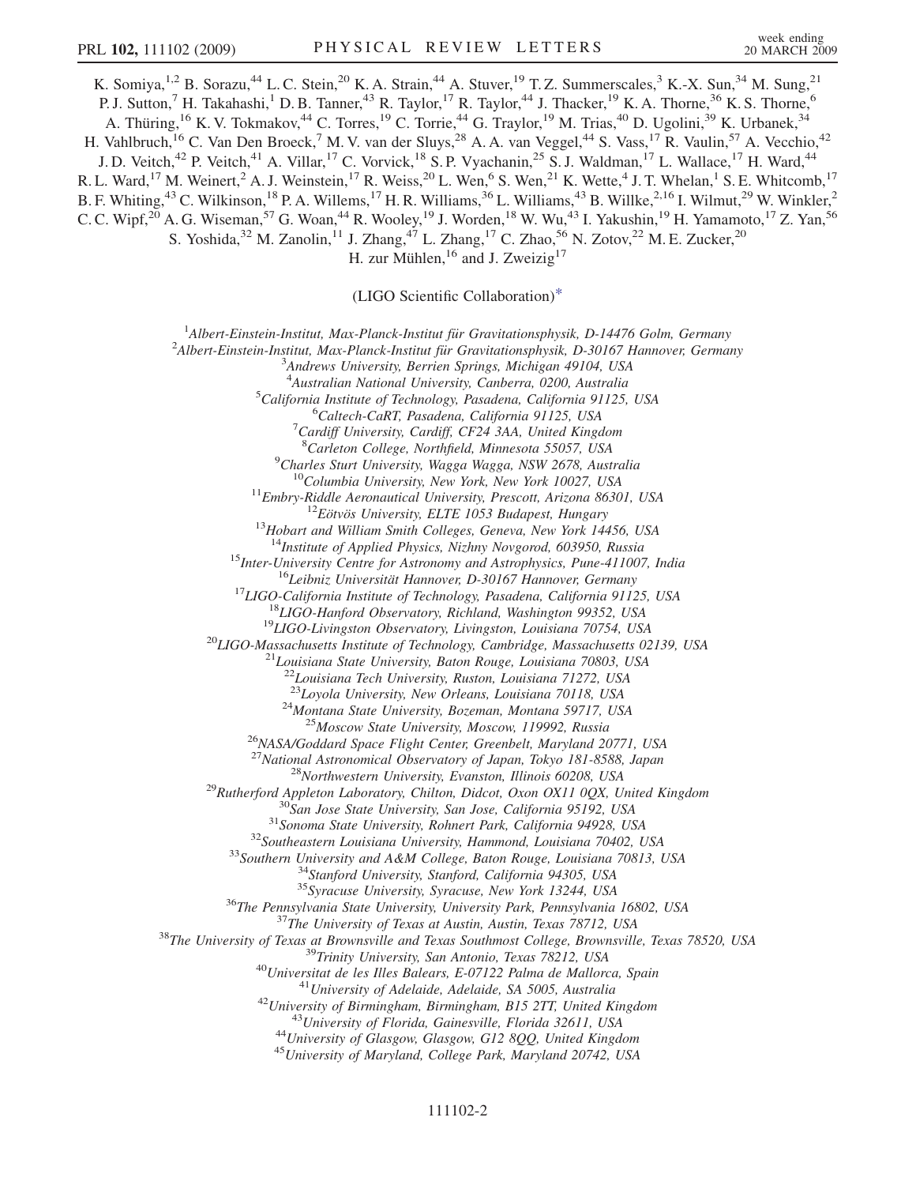K. Somiya,[1,2] B. Sorazu,[44] L. C. Stein,[20] K. A. Strain,[44] A. Stuver,[19] T. Z. Summerscales,[3] K.-X. Sun,[34] M. Sung,[21] P. J. Sutton,[7] H. Takahashi,[1] D. B. Tanner,[43] R. Taylor,[17] R. Taylor,[44] J. Thacker,[19] K. A. Thorne,[36] K. S. Thorne,[6] A. Thüring,[16] K. V. Tokmakov,[44] C. Torres,[19] C. Torrie,[44] G. Traylor,[19] M. Trias,[40] D. Ugolini,[39] K. Urbanek,[34] H. Vahlbruch,[16] C. Van Den Broeck,[7] M. V. van der Sluys,[28] A. A. van Veggel,[44] S. Vass,[17] R. Vaulin,[57] A. Vecchio,[42] J. D. Veitch,[42] P. Veitch,[41] A. Villar,[17] C. Vorvick,[18] S. P. Vyachanin,[25] S. J. Waldman,[17] L. Wallace,[17] H. Ward,[44] R. L. Ward,[17] M. Weinert,[2] A. J. Weinstein,[17] R. Weiss,[20] L. Wen,[6] S. Wen,[21] K. Wette,[4] J. T. Whelan,[1] S. E. Whitcomb,[17] B. F. Whiting,[43] C. Wilkinson,[18] P. A. Willems,[17] H. R. Williams,[36] L. Williams,[43] B. Willke,[2,16] I. Wilmut,[29] W. Winkler,[2] C. C. Wipf,[20] A. G. Wiseman,[57] G. Woan,[44] R. Wooley,[19] J. Worden,[18] W. Wu,[43] I. Yakushin,[19] H. Yamamoto,[17] Z. Yan,[56] S. Yoshida,[32] M. Zanolin,[11] J. Zhang,[47] L. Zhang,[17] C. Zhao,[56] N. Zotov,[22] M. E. Zucker,[20] H. zur Mühlen,[16] and J. Zweizig[17]

(LIGO Scientific Collaboration)*

[1] *Albert-Einstein-Institut, Max-Planck-Institut für Gravitationsphysik, D-14476 Golm, Germany*
[2] *Albert-Einstein-Institut, Max-Planck-Institut für Gravitationsphysik, D-30167 Hannover, Germany*
[3] *Andrews University, Berrien Springs, Michigan 49104, USA*
[4] *Australian National University, Canberra, 0200, Australia*
[5] *California Institute of Technology, Pasadena, California 91125, USA*
[6] *Caltech-CaRT, Pasadena, California 91125, USA*
[7] *Cardiff University, Cardiff, CF24 3AA, United Kingdom*
[8] *Carleton College, Northfield, Minnesota 55057, USA*
[9] *Charles Sturt University, Wagga Wagga, NSW 2678, Australia*
[10] *Columbia University, New York, New York 10027, USA*
[11] *Embry-Riddle Aeronautical University, Prescott, Arizona 86301, USA*
[12] *Eötvös University, ELTE 1053 Budapest, Hungary*
[13] *Hobart and William Smith Colleges, Geneva, New York 14456, USA*
[14] *Institute of Applied Physics, Nizhny Novgorod, 603950, Russia*
[15] *Inter-University Centre for Astronomy and Astrophysics, Pune-411007, India*
[16] *Leibniz Universität Hannover, D-30167 Hannover, Germany*
[17] *LIGO-California Institute of Technology, Pasadena, California 91125, USA*
[18] *LIGO-Hanford Observatory, Richland, Washington 99352, USA*
[19] *LIGO-Livingston Observatory, Livingston, Louisiana 70754, USA*
[20] *LIGO-Massachusetts Institute of Technology, Cambridge, Massachusetts 02139, USA*
[21] *Louisiana State University, Baton Rouge, Louisiana 70803, USA*
[22] *Louisiana Tech University, Ruston, Louisiana 71272, USA*
[23] *Loyola University, New Orleans, Louisiana 70118, USA*
[24] *Montana State University, Bozeman, Montana 59717, USA*
[25] *Moscow State University, Moscow, 119992, Russia*
[26] *NASA/Goddard Space Flight Center, Greenbelt, Maryland 20771, USA*
[27] *National Astronomical Observatory of Japan, Tokyo 181-8588, Japan*
[28] *Northwestern University, Evanston, Illinois 60208, USA*
[29] *Rutherford Appleton Laboratory, Chilton, Didcot, Oxon OX11 0QX, United Kingdom*
[30] *San Jose State University, San Jose, California 95192, USA*
[31] *Sonoma State University, Rohnert Park, California 94928, USA*
[32] *Southeastern Louisiana University, Hammond, Louisiana 70402, USA*
[33] *Southern University and A&M College, Baton Rouge, Louisiana 70813, USA*
[34] *Stanford University, Stanford, California 94305, USA*
[35] *Syracuse University, Syracuse, New York 13244, USA*
[36] *The Pennsylvania State University, University Park, Pennsylvania 16802, USA*
[37] *The University of Texas at Austin, Austin, Texas 78712, USA*
[38] *The University of Texas at Brownsville and Texas Southmost College, Brownsville, Texas 78520, USA*
[39] *Trinity University, San Antonio, Texas 78212, USA*
[40] *Universitat de les Illes Balears, E-07122 Palma de Mallorca, Spain*
[41] *University of Adelaide, Adelaide, SA 5005, Australia*
[42] *University of Birmingham, Birmingham, B15 2TT, United Kingdom*
[43] *University of Florida, Gainesville, Florida 32611, USA*
[44] *University of Glasgow, Glasgow, G12 8QQ, United Kingdom*
[45] *University of Maryland, College Park, Maryland 20742, USA*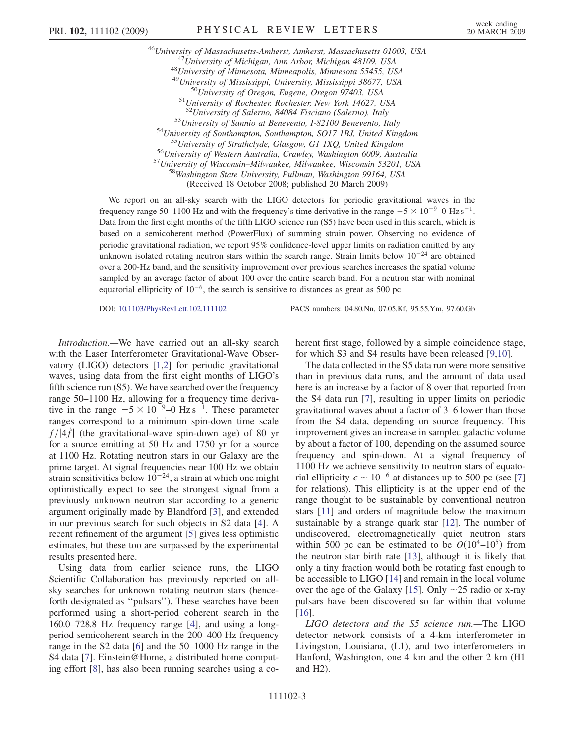[46] University of Massachusetts-Amherst, Amherst, Massachusetts 01003, USA
[47] University of Michigan, Ann Arbor, Michigan 48109, USA
[48] University of Minnesota, Minneapolis, Minnesota 55455, USA
[49] University of Mississippi, University, Mississippi 38677, USA
[50] University of Oregon, Eugene, Oregon 97403, USA
[51] University of Rochester, Rochester, New York 14627, USA
[52] University of Salerno, 84084 Fisciano (Salerno), Italy
[53] University of Sannio at Benevento, I-82100 Benevento, Italy
[54] University of Southampton, Southampton, SO17 1BJ, United Kingdom
[55] University of Strathclyde, Glasgow, G1 1XQ, United Kingdom
[56] University of Western Australia, Crawley, Washington 6009, Australia
[57] University of Wisconsin–Milwaukee, Milwaukee, Wisconsin 53201, USA
[58] Washington State University, Pullman, Washington 99164, USA

(Received 18 October 2008; published 20 March 2009)

We report on an all-sky search with the LIGO detectors for periodic gravitational waves in the frequency range 50–1100 Hz and with the frequency's time derivative in the range $-5 \times 10^{-9}$–0 Hz s$^{-1}$. Data from the first eight months of the fifth LIGO science run (S5) have been used in this search, which is based on a semicoherent method (PowerFlux) of summing strain power. Observing no evidence of periodic gravitational radiation, we report 95% confidence-level upper limits on radiation emitted by any unknown isolated rotating neutron stars within the search range. Strain limits below $10^{-24}$ are obtained over a 200-Hz band, and the sensitivity improvement over previous searches increases the spatial volume sampled by an average factor of about 100 over the entire search band. For a neutron star with nominal equatorial ellipticity of $10^{-6}$, the search is sensitive to distances as great as 500 pc.

DOI: 10.1103/PhysRevLett.102.111102 PACS numbers: 04.80.Nn, 07.05.Kf, 95.55.Ym, 97.60.Gb

*Introduction.*—We have carried out an all-sky search with the Laser Interferometer Gravitational-Wave Observatory (LIGO) detectors [1,2] for periodic gravitational waves, using data from the first eight months of LIGO's fifth science run (S5). We have searched over the frequency range 50–1100 Hz, allowing for a frequency time derivative in the range $-5 \times 10^{-9}$–0 Hz s$^{-1}$. These parameter ranges correspond to a minimum spin-down time scale $f/|4\dot{f}|$ (the gravitational-wave spin-down age) of 80 yr for a source emitting at 50 Hz and 1750 yr for a source at 1100 Hz. Rotating neutron stars in our Galaxy are the prime target. At signal frequencies near 100 Hz we obtain strain sensitivities below $10^{-24}$, a strain at which one might optimistically expect to see the strongest signal from a previously unknown neutron star according to a generic argument originally made by Blandford [3], and extended in our previous search for such objects in S2 data [4]. A recent refinement of the argument [5] gives less optimistic estimates, but these too are surpassed by the experimental results presented here.

Using data from earlier science runs, the LIGO Scientific Collaboration has previously reported on all-sky searches for unknown rotating neutron stars (henceforth designated as "pulsars"). These searches have been performed using a short-period coherent search in the 160.0–728.8 Hz frequency range [4], and using a long-period semicoherent search in the 200–400 Hz frequency range in the S2 data [6] and the 50–1000 Hz range in the S4 data [7]. Einstein@Home, a distributed home computing effort [8], has also been running searches using a coherent first stage, followed by a simple coincidence stage, for which S3 and S4 results have been released [9,10].

The data collected in the S5 data run were more sensitive than in previous data runs, and the amount of data used here is an increase by a factor of 8 over that reported from the S4 data run [7], resulting in upper limits on periodic gravitational waves about a factor of 3–6 lower than those from the S4 data, depending on source frequency. This improvement gives an increase in sampled galactic volume by about a factor of 100, depending on the assumed source frequency and spin-down. At a signal frequency of 1100 Hz we achieve sensitivity to neutron stars of equatorial ellipticity $\epsilon \sim 10^{-6}$ at distances up to 500 pc (see [7] for relations). This ellipticity is at the upper end of the range thought to be sustainable by conventional neutron stars [11] and orders of magnitude below the maximum sustainable by a strange quark star [12]. The number of undiscovered, electromagnetically quiet neutron stars within 500 pc can be estimated to be $O(10^4$–$10^5)$ from the neutron star birth rate [13], although it is likely that only a tiny fraction would both be rotating fast enough to be accessible to LIGO [14] and remain in the local volume over the age of the Galaxy [15]. Only ~25 radio or x-ray pulsars have been discovered so far within that volume [16].

*LIGO detectors and the S5 science run.*—The LIGO detector network consists of a 4-km interferometer in Livingston, Louisiana, (L1), and two interferometers in Hanford, Washington, one 4 km and the other 2 km (H1 and H2).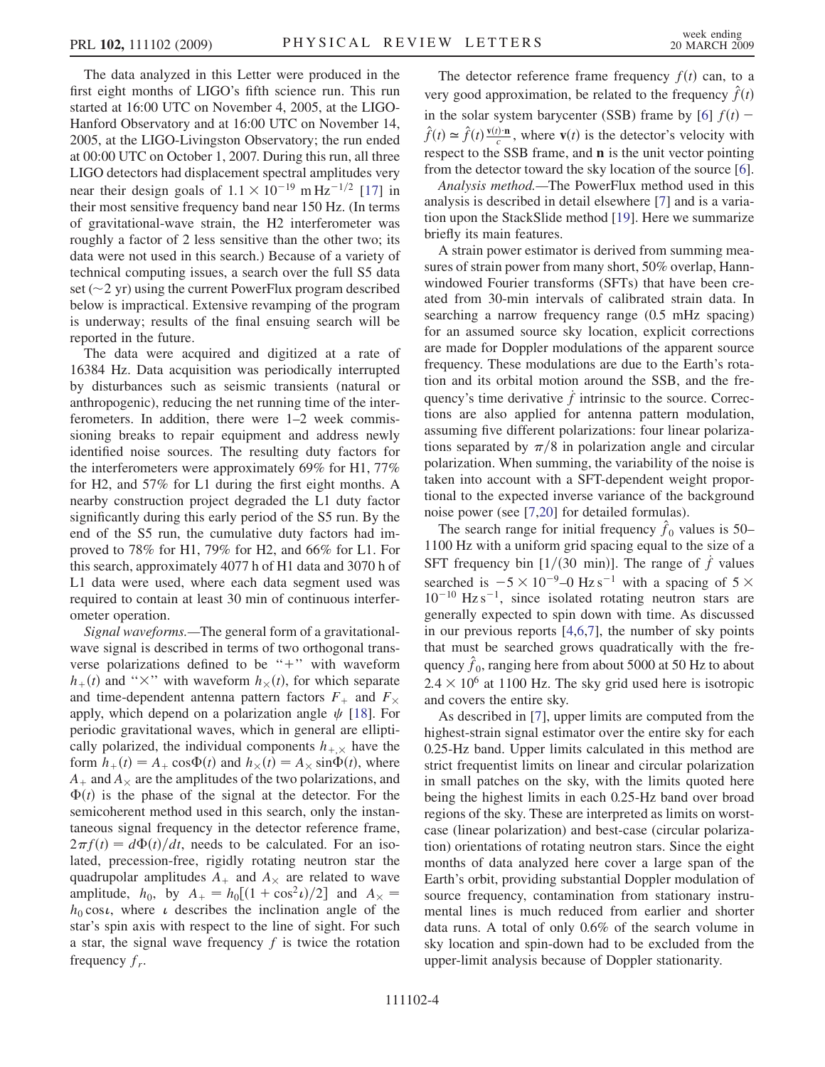The data analyzed in this Letter were produced in the first eight months of LIGO's fifth science run. This run started at 16:00 UTC on November 4, 2005, at the LIGO-Hanford Observatory and at 16:00 UTC on November 14, 2005, at the LIGO-Livingston Observatory; the run ended at 00:00 UTC on October 1, 2007. During this run, all three LIGO detectors had displacement spectral amplitudes very near their design goals of $1.1 \times 10^{-19}\ \mathrm{m\,Hz^{-1/2}}$ [17] in their most sensitive frequency band near 150 Hz. (In terms of gravitational-wave strain, the H2 interferometer was roughly a factor of 2 less sensitive than the other two; its data were not used in this search.) Because of a variety of technical computing issues, a search over the full S5 data set ($\sim$2 yr) using the current PowerFlux program described below is impractical. Extensive revamping of the program is underway; results of the final ensuing search will be reported in the future.

The data were acquired and digitized at a rate of 16384 Hz. Data acquisition was periodically interrupted by disturbances such as seismic transients (natural or anthropogenic), reducing the net running time of the interferometers. In addition, there were 1–2 week commissioning breaks to repair equipment and address newly identified noise sources. The resulting duty factors for the interferometers were approximately 69% for H1, 77% for H2, and 57% for L1 during the first eight months. A nearby construction project degraded the L1 duty factor significantly during this early period of the S5 run. By the end of the S5 run, the cumulative duty factors had improved to 78% for H1, 79% for H2, and 66% for L1. For this search, approximately 4077 h of H1 data and 3070 h of L1 data were used, where each data segment used was required to contain at least 30 min of continuous interferometer operation.

*Signal waveforms.*—The general form of a gravitational-wave signal is described in terms of two orthogonal transverse polarizations defined to be "+" with waveform $h_+(t)$ and "$\times$" with waveform $h_\times(t)$, for which separate and time-dependent antenna pattern factors $F_+$ and $F_\times$ apply, which depend on a polarization angle $\psi$ [18]. For periodic gravitational waves, which in general are elliptically polarized, the individual components $h_{+,\times}$ have the form $h_+(t) = A_+ \cos\Phi(t)$ and $h_\times(t) = A_\times \sin\Phi(t)$, where $A_+$ and $A_\times$ are the amplitudes of the two polarizations, and $\Phi(t)$ is the phase of the signal at the detector. For the semicoherent method used in this search, only the instantaneous signal frequency in the detector reference frame, $2\pi f(t) = d\Phi(t)/dt$, needs to be calculated. For an isolated, precession-free, rigidly rotating neutron star the quadrupolar amplitudes $A_+$ and $A_\times$ are related to wave amplitude, $h_0$, by $A_+ = h_0[(1 + \cos^2\iota)/2]$ and $A_\times = h_0 \cos\iota$, where $\iota$ describes the inclination angle of the star's spin axis with respect to the line of sight. For such a star, the signal wave frequency $f$ is twice the rotation frequency $f_r$.

The detector reference frame frequency $f(t)$ can, to a very good approximation, be related to the frequency $\hat{f}(t)$ in the solar system barycenter (SSB) frame by [6] $f(t) - \hat{f}(t) \simeq \hat{f}(t)\frac{\mathbf{v}(t)\cdot\mathbf{n}}{c}$, where $\mathbf{v}(t)$ is the detector's velocity with respect to the SSB frame, and $\mathbf{n}$ is the unit vector pointing from the detector toward the sky location of the source [6].

*Analysis method.*—The PowerFlux method used in this analysis is described in detail elsewhere [7] and is a variation upon the StackSlide method [19]. Here we summarize briefly its main features.

A strain power estimator is derived from summing measures of strain power from many short, 50% overlap, Hann-windowed Fourier transforms (SFTs) that have been created from 30-min intervals of calibrated strain data. In searching a narrow frequency range (0.5 mHz spacing) for an assumed source sky location, explicit corrections are made for Doppler modulations of the apparent source frequency. These modulations are due to the Earth's rotation and its orbital motion around the SSB, and the frequency's time derivative $\dot{f}$ intrinsic to the source. Corrections are also applied for antenna pattern modulation, assuming five different polarizations: four linear polarizations separated by $\pi/8$ in polarization angle and circular polarization. When summing, the variability of the noise is taken into account with a SFT-dependent weight proportional to the expected inverse variance of the background noise power (see [7,20] for detailed formulas).

The search range for initial frequency $\hat{f}_0$ values is 50–1100 Hz with a uniform grid spacing equal to the size of a SFT frequency bin [$1/(30\ \mathrm{min})$]. The range of $\dot{f}$ values searched is $-5 \times 10^{-9}$–$0\ \mathrm{Hz\,s^{-1}}$ with a spacing of $5 \times 10^{-10}\ \mathrm{Hz\,s^{-1}}$, since isolated rotating neutron stars are generally expected to spin down with time. As discussed in our previous reports [4,6,7], the number of sky points that must be searched grows quadratically with the frequency $\hat{f}_0$, ranging here from about 5000 at 50 Hz to about $2.4 \times 10^6$ at 1100 Hz. The sky grid used here is isotropic and covers the entire sky.

As described in [7], upper limits are computed from the highest-strain signal estimator over the entire sky for each 0.25-Hz band. Upper limits calculated in this method are strict frequentist limits on linear and circular polarization in small patches on the sky, with the limits quoted here being the highest limits in each 0.25-Hz band over broad regions of the sky. These are interpreted as limits on worst-case (linear polarization) and best-case (circular polarization) orientations of rotating neutron stars. Since the eight months of data analyzed here cover a large span of the Earth's orbit, providing substantial Doppler modulation of source frequency, contamination from stationary instrumental lines is much reduced from earlier and shorter data runs. A total of only 0.6% of the search volume in sky location and spin-down had to be excluded from the upper-limit analysis because of Doppler stationarity.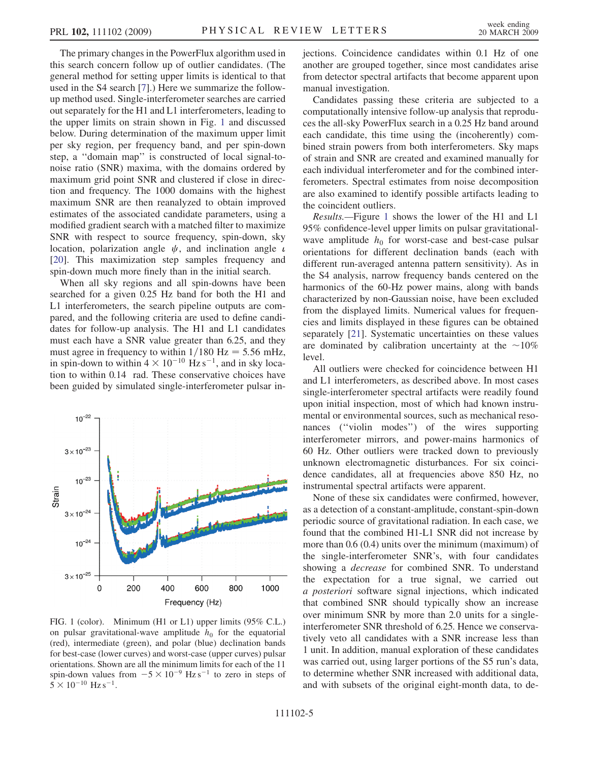The primary changes in the PowerFlux algorithm used in this search concern follow up of outlier candidates. (The general method for setting upper limits is identical to that used in the S4 search [7].) Here we summarize the follow-up method used. Single-interferometer searches are carried out separately for the H1 and L1 interferometers, leading to the upper limits on strain shown in Fig. 1 and discussed below. During determination of the maximum upper limit per sky region, per frequency band, and per spin-down step, a "domain map" is constructed of local signal-to-noise ratio (SNR) maxima, with the domains ordered by maximum grid point SNR and clustered if close in direction and frequency. The 1000 domains with the highest maximum SNR are then reanalyzed to obtain improved estimates of the associated candidate parameters, using a modified gradient search with a matched filter to maximize SNR with respect to source frequency, spin-down, sky location, polarization angle $\psi$, and inclination angle $\iota$ [20]. This maximization step samples frequency and spin-down much more finely than in the initial search.

When all sky regions and all spin-downs have been searched for a given 0.25 Hz band for both the H1 and L1 interferometers, the search pipeline outputs are compared, and the following criteria are used to define candidates for follow-up analysis. The H1 and L1 candidates must each have a SNR value greater than 6.25, and they must agree in frequency to within $1/180$ Hz $= 5.56$ mHz, in spin-down to within $4 \times 10^{-10}$ Hz s$^{-1}$, and in sky location to within 0.14 rad. These conservative choices have been guided by simulated single-interferometer pulsar injections. Coincidence candidates within 0.1 Hz of one another are grouped together, since most candidates arise from detector spectral artifacts that become apparent upon manual investigation.

Candidates passing these criteria are subjected to a computationally intensive follow-up analysis that reproduces the all-sky PowerFlux search in a 0.25 Hz band around each candidate, this time using the (incoherently) combined strain powers from both interferometers. Sky maps of strain and SNR are created and examined manually for each individual interferometer and for the combined interferometers. Spectral estimates from noise decomposition are also examined to identify possible artifacts leading to the coincident outliers.

FIG. 1 (color). Minimum (H1 or L1) upper limits (95% C.L.) on pulsar gravitational-wave amplitude $h_0$ for the equatorial (red), intermediate (green), and polar (blue) declination bands for best-case (lower curves) and worst-case (upper curves) pulsar orientations. Shown are all the minimum limits for each of the 11 spin-down values from $-5 \times 10^{-9}$ Hz s$^{-1}$ to zero in steps of $5 \times 10^{-10}$ Hz s$^{-1}$.

*Results.*—Figure 1 shows the lower of the H1 and L1 95% confidence-level upper limits on pulsar gravitational-wave amplitude $h_0$ for worst-case and best-case pulsar orientations for different declination bands (each with different run-averaged antenna pattern sensitivity). As in the S4 analysis, narrow frequency bands centered on the harmonics of the 60-Hz power mains, along with bands characterized by non-Gaussian noise, have been excluded from the displayed limits. Numerical values for frequencies and limits displayed in these figures can be obtained separately [21]. Systematic uncertainties on these values are dominated by calibration uncertainty at the $\sim$10% level.

All outliers were checked for coincidence between H1 and L1 interferometers, as described above. In most cases single-interferometer spectral artifacts were readily found upon initial inspection, most of which had known instrumental or environmental sources, such as mechanical resonances ("violin modes") of the wires supporting interferometer mirrors, and power-mains harmonics of 60 Hz. Other outliers were tracked down to previously unknown electromagnetic disturbances. For six coincidence candidates, all at frequencies above 850 Hz, no instrumental spectral artifacts were apparent.

None of these six candidates were confirmed, however, as a detection of a constant-amplitude, constant-spin-down periodic source of gravitational radiation. In each case, we found that the combined H1-L1 SNR did not increase by more than 0.6 (0.4) units over the minimum (maximum) of the single-interferometer SNR's, with four candidates showing a *decrease* for combined SNR. To understand the expectation for a true signal, we carried out *a posteriori* software signal injections, which indicated that combined SNR should typically show an increase over minimum SNR by more than 2.0 units for a single-interferometer SNR threshold of 6.25. Hence we conservatively veto all candidates with a SNR increase less than 1 unit. In addition, manual exploration of these candidates was carried out, using larger portions of the S5 run's data, to determine whether SNR increased with additional data, and with subsets of the original eight-month data, to de-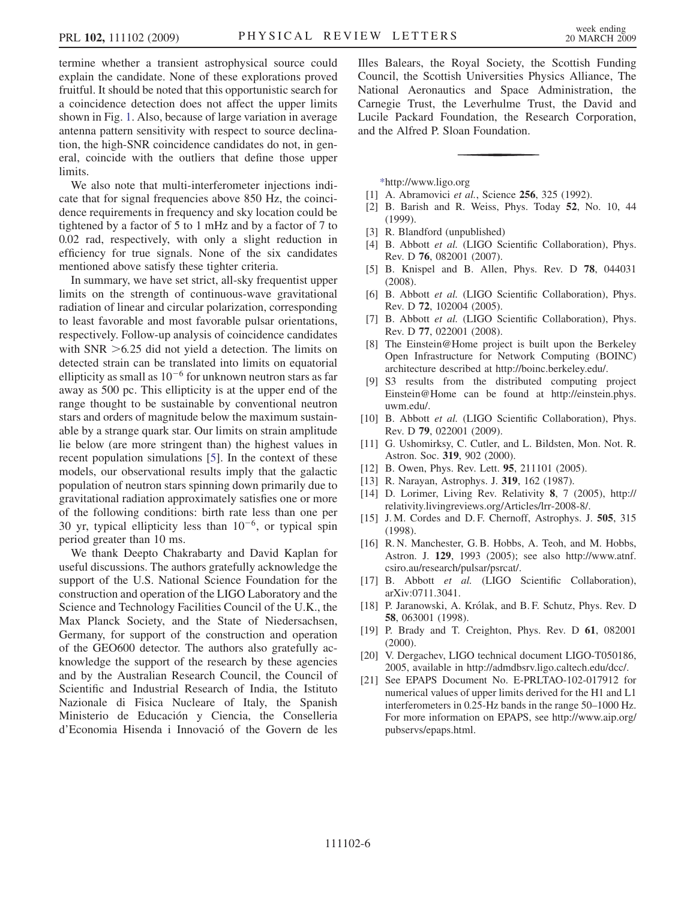termine whether a transient astrophysical source could explain the candidate. None of these explorations proved fruitful. It should be noted that this opportunistic search for a coincidence detection does not affect the upper limits shown in Fig. 1. Also, because of large variation in average antenna pattern sensitivity with respect to source declination, the high-SNR coincidence candidates do not, in general, coincide with the outliers that define those upper limits.

We also note that multi-interferometer injections indicate that for signal frequencies above 850 Hz, the coincidence requirements in frequency and sky location could be tightened by a factor of 5 to 1 mHz and by a factor of 7 to 0.02 rad, respectively, with only a slight reduction in efficiency for true signals. None of the six candidates mentioned above satisfy these tighter criteria.

In summary, we have set strict, all-sky frequentist upper limits on the strength of continuous-wave gravitational radiation of linear and circular polarization, corresponding to least favorable and most favorable pulsar orientations, respectively. Follow-up analysis of coincidence candidates with SNR $>6.25$ did not yield a detection. The limits on detected strain can be translated into limits on equatorial ellipticity as small as $10^{-6}$ for unknown neutron stars as far away as 500 pc. This ellipticity is at the upper end of the range thought to be sustainable by conventional neutron stars and orders of magnitude below the maximum sustainable by a strange quark star. Our limits on strain amplitude lie below (are more stringent than) the highest values in recent population simulations [5]. In the context of these models, our observational results imply that the galactic population of neutron stars spinning down primarily due to gravitational radiation approximately satisfies one or more of the following conditions: birth rate less than one per 30 yr, typical ellipticity less than $10^{-6}$, or typical spin period greater than 10 ms.

We thank Deepto Chakrabarty and David Kaplan for useful discussions. The authors gratefully acknowledge the support of the U.S. National Science Foundation for the construction and operation of the LIGO Laboratory and the Science and Technology Facilities Council of the U.K., the Max Planck Society, and the State of Niedersachsen, Germany, for support of the construction and operation of the GEO600 detector. The authors also gratefully acknowledge the support of the research by these agencies and by the Australian Research Council, the Council of Scientific and Industrial Research of India, the Istituto Nazionale di Fisica Nucleare of Italy, the Spanish Ministerio de Educación y Ciencia, the Conselleria d'Economia Hisenda i Innovació of the Govern de les Illes Balears, the Royal Society, the Scottish Funding Council, the Scottish Universities Physics Alliance, The National Aeronautics and Space Administration, the Carnegie Trust, the Leverhulme Trust, the David and Lucile Packard Foundation, the Research Corporation, and the Alfred P. Sloan Foundation.

---

*http://www.ligo.org

[1] A. Abramovici *et al.*, Science **256**, 325 (1992).

[2] B. Barish and R. Weiss, Phys. Today **52**, No. 10, 44 (1999).

[3] R. Blandford (unpublished)

[4] B. Abbott *et al.* (LIGO Scientific Collaboration), Phys. Rev. D **76**, 082001 (2007).

[5] B. Knispel and B. Allen, Phys. Rev. D **78**, 044031 (2008).

[6] B. Abbott *et al.* (LIGO Scientific Collaboration), Phys. Rev. D **72**, 102004 (2005).

[7] B. Abbott *et al.* (LIGO Scientific Collaboration), Phys. Rev. D **77**, 022001 (2008).

[8] The Einstein@Home project is built upon the Berkeley Open Infrastructure for Network Computing (BOINC) architecture described at http://boinc.berkeley.edu/.

[9] S3 results from the distributed computing project Einstein@Home can be found at http://einstein.phys.uwm.edu/.

[10] B. Abbott *et al.* (LIGO Scientific Collaboration), Phys. Rev. D **79**, 022001 (2009).

[11] G. Ushomirksy, C. Cutler, and L. Bildsten, Mon. Not. R. Astron. Soc. **319**, 902 (2000).

[12] B. Owen, Phys. Rev. Lett. **95**, 211101 (2005).

[13] R. Narayan, Astrophys. J. **319**, 162 (1987).

[14] D. Lorimer, Living Rev. Relativity **8**, 7 (2005), http://relativity.livingreviews.org/Articles/lrr-2008-8/.

[15] J. M. Cordes and D. F. Chernoff, Astrophys. J. **505**, 315 (1998).

[16] R. N. Manchester, G. B. Hobbs, A. Teoh, and M. Hobbs, Astron. J. **129**, 1993 (2005); see also http://www.atnf.csiro.au/research/pulsar/psrcat/.

[17] B. Abbott *et al.* (LIGO Scientific Collaboration), arXiv:0711.3041.

[18] P. Jaranowski, A. Królak, and B. F. Schutz, Phys. Rev. D **58**, 063001 (1998).

[19] P. Brady and T. Creighton, Phys. Rev. D **61**, 082001 (2000).

[20] V. Dergachev, LIGO technical document LIGO-T050186, 2005, available in http://admdbsrv.ligo.caltech.edu/dcc/.

[21] See EPAPS Document No. E-PRLTAO-102-017912 for numerical values of upper limits derived for the H1 and L1 interferometers in 0.25-Hz bands in the range 50–1000 Hz. For more information on EPAPS, see http://www.aip.org/pubservs/epaps.html.